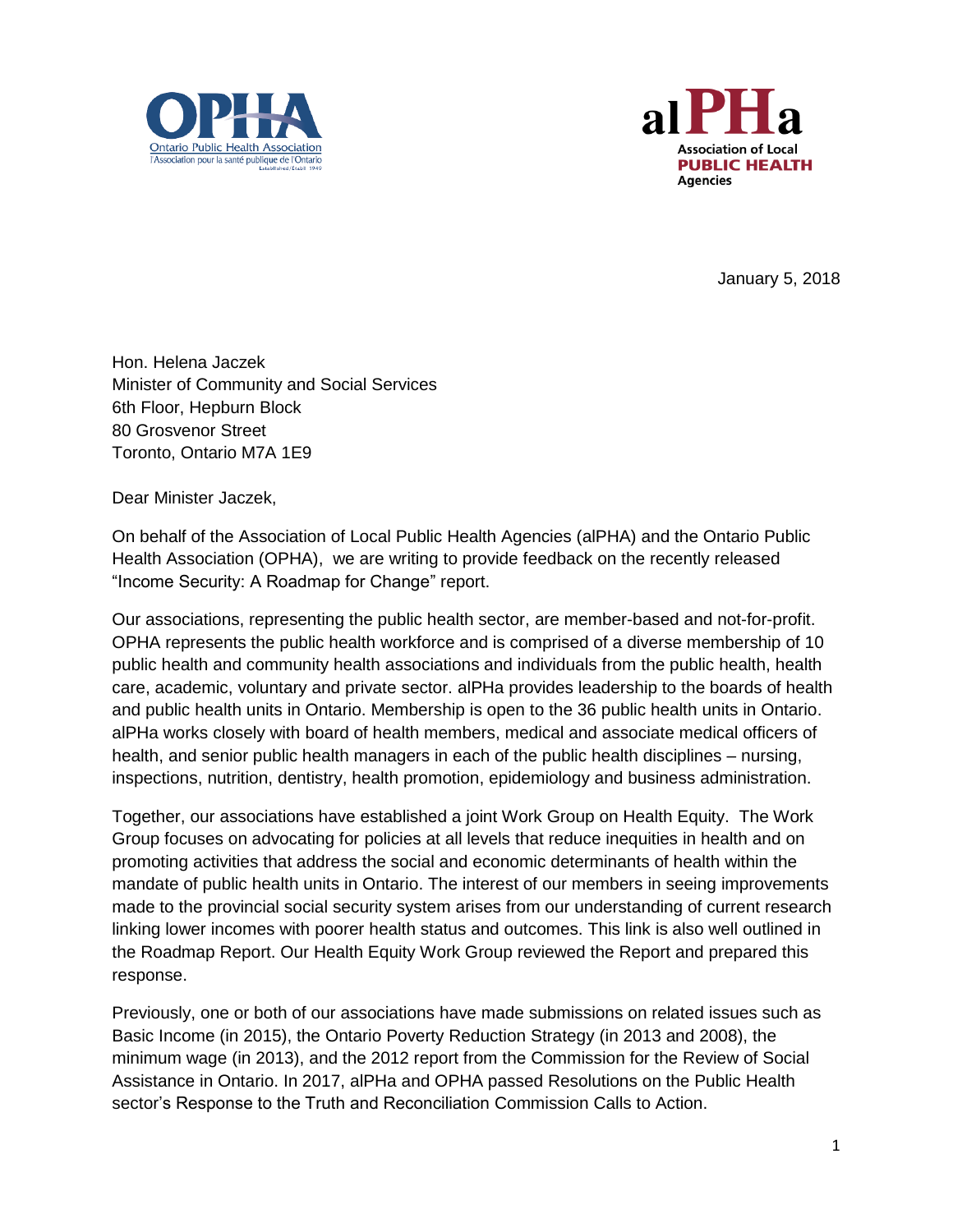January 5, 2018

Hon. Helena Jaczek
Minister of Community and Social Services
6th Floor, Hepburn Block
80 Grosvenor Street
Toronto, Ontario M7A 1E9

Dear Minister Jaczek,

On behalf of the Association of Local Public Health Agencies (alPHA) and the Ontario Public Health Association (OPHA), we are writing to provide feedback on the recently released "Income Security: A Roadmap for Change" report.

Our associations, representing the public health sector, are member-based and not-for-profit. OPHA represents the public health workforce and is comprised of a diverse membership of 10 public health and community health associations and individuals from the public health, health care, academic, voluntary and private sector. alPHa provides leadership to the boards of health and public health units in Ontario. Membership is open to the 36 public health units in Ontario. alPHa works closely with board of health members, medical and associate medical officers of health, and senior public health managers in each of the public health disciplines – nursing, inspections, nutrition, dentistry, health promotion, epidemiology and business administration.

Together, our associations have established a joint Work Group on Health Equity. The Work Group focuses on advocating for policies at all levels that reduce inequities in health and on promoting activities that address the social and economic determinants of health within the mandate of public health units in Ontario. The interest of our members in seeing improvements made to the provincial social security system arises from our understanding of current research linking lower incomes with poorer health status and outcomes. This link is also well outlined in the Roadmap Report. Our Health Equity Work Group reviewed the Report and prepared this response.

Previously, one or both of our associations have made submissions on related issues such as Basic Income (in 2015), the Ontario Poverty Reduction Strategy (in 2013 and 2008), the minimum wage (in 2013), and the 2012 report from the Commission for the Review of Social Assistance in Ontario. In 2017, alPHa and OPHA passed Resolutions on the Public Health sector's Response to the Truth and Reconciliation Commission Calls to Action.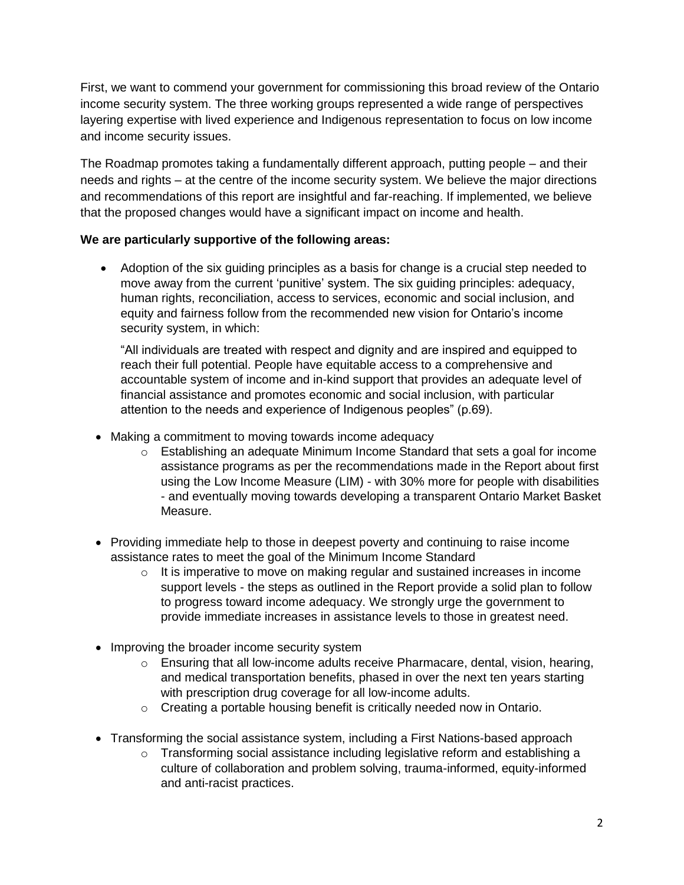First, we want to commend your government for commissioning this broad review of the Ontario income security system. The three working groups represented a wide range of perspectives layering expertise with lived experience and Indigenous representation to focus on low income and income security issues.

The Roadmap promotes taking a fundamentally different approach, putting people – and their needs and rights – at the centre of the income security system. We believe the major directions and recommendations of this report are insightful and far-reaching. If implemented, we believe that the proposed changes would have a significant impact on income and health.

**We are particularly supportive of the following areas:**

- Adoption of the six guiding principles as a basis for change is a crucial step needed to move away from the current 'punitive' system. The six guiding principles: adequacy, human rights, reconciliation, access to services, economic and social inclusion, and equity and fairness follow from the recommended new vision for Ontario's income security system, in which:

  "All individuals are treated with respect and dignity and are inspired and equipped to reach their full potential. People have equitable access to a comprehensive and accountable system of income and in-kind support that provides an adequate level of financial assistance and promotes economic and social inclusion, with particular attention to the needs and experience of Indigenous peoples" (p.69).

- Making a commitment to moving towards income adequacy
  - Establishing an adequate Minimum Income Standard that sets a goal for income assistance programs as per the recommendations made in the Report about first using the Low Income Measure (LIM) - with 30% more for people with disabilities - and eventually moving towards developing a transparent Ontario Market Basket Measure.

- Providing immediate help to those in deepest poverty and continuing to raise income assistance rates to meet the goal of the Minimum Income Standard
  - It is imperative to move on making regular and sustained increases in income support levels - the steps as outlined in the Report provide a solid plan to follow to progress toward income adequacy. We strongly urge the government to provide immediate increases in assistance levels to those in greatest need.

- Improving the broader income security system
  - Ensuring that all low-income adults receive Pharmacare, dental, vision, hearing, and medical transportation benefits, phased in over the next ten years starting with prescription drug coverage for all low-income adults.
  - Creating a portable housing benefit is critically needed now in Ontario.

- Transforming the social assistance system, including a First Nations-based approach
  - Transforming social assistance including legislative reform and establishing a culture of collaboration and problem solving, trauma-informed, equity-informed and anti-racist practices.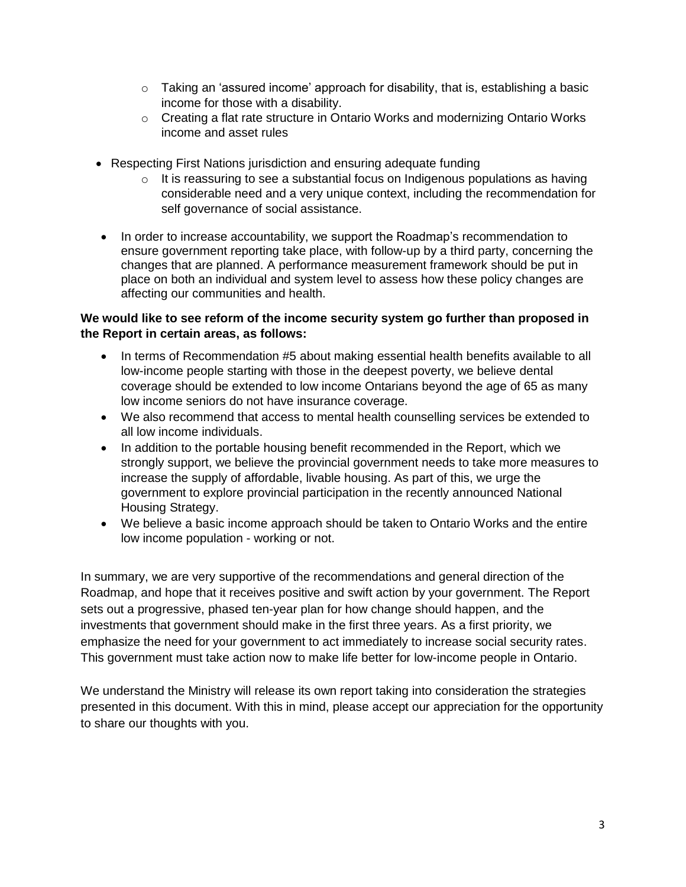- Taking an 'assured income' approach for disability, that is, establishing a basic income for those with a disability.
  - Creating a flat rate structure in Ontario Works and modernizing Ontario Works income and asset rules

- Respecting First Nations jurisdiction and ensuring adequate funding
  - It is reassuring to see a substantial focus on Indigenous populations as having considerable need and a very unique context, including the recommendation for self governance of social assistance.

- In order to increase accountability, we support the Roadmap's recommendation to ensure government reporting take place, with follow-up by a third party, concerning the changes that are planned. A performance measurement framework should be put in place on both an individual and system level to assess how these policy changes are affecting our communities and health.

**We would like to see reform of the income security system go further than proposed in the Report in certain areas, as follows:**

- In terms of Recommendation #5 about making essential health benefits available to all low-income people starting with those in the deepest poverty, we believe dental coverage should be extended to low income Ontarians beyond the age of 65 as many low income seniors do not have insurance coverage.
- We also recommend that access to mental health counselling services be extended to all low income individuals.
- In addition to the portable housing benefit recommended in the Report, which we strongly support, we believe the provincial government needs to take more measures to increase the supply of affordable, livable housing. As part of this, we urge the government to explore provincial participation in the recently announced National Housing Strategy.
- We believe a basic income approach should be taken to Ontario Works and the entire low income population - working or not.

In summary, we are very supportive of the recommendations and general direction of the Roadmap, and hope that it receives positive and swift action by your government. The Report sets out a progressive, phased ten-year plan for how change should happen, and the investments that government should make in the first three years. As a first priority, we emphasize the need for your government to act immediately to increase social security rates. This government must take action now to make life better for low-income people in Ontario.

We understand the Ministry will release its own report taking into consideration the strategies presented in this document. With this in mind, please accept our appreciation for the opportunity to share our thoughts with you.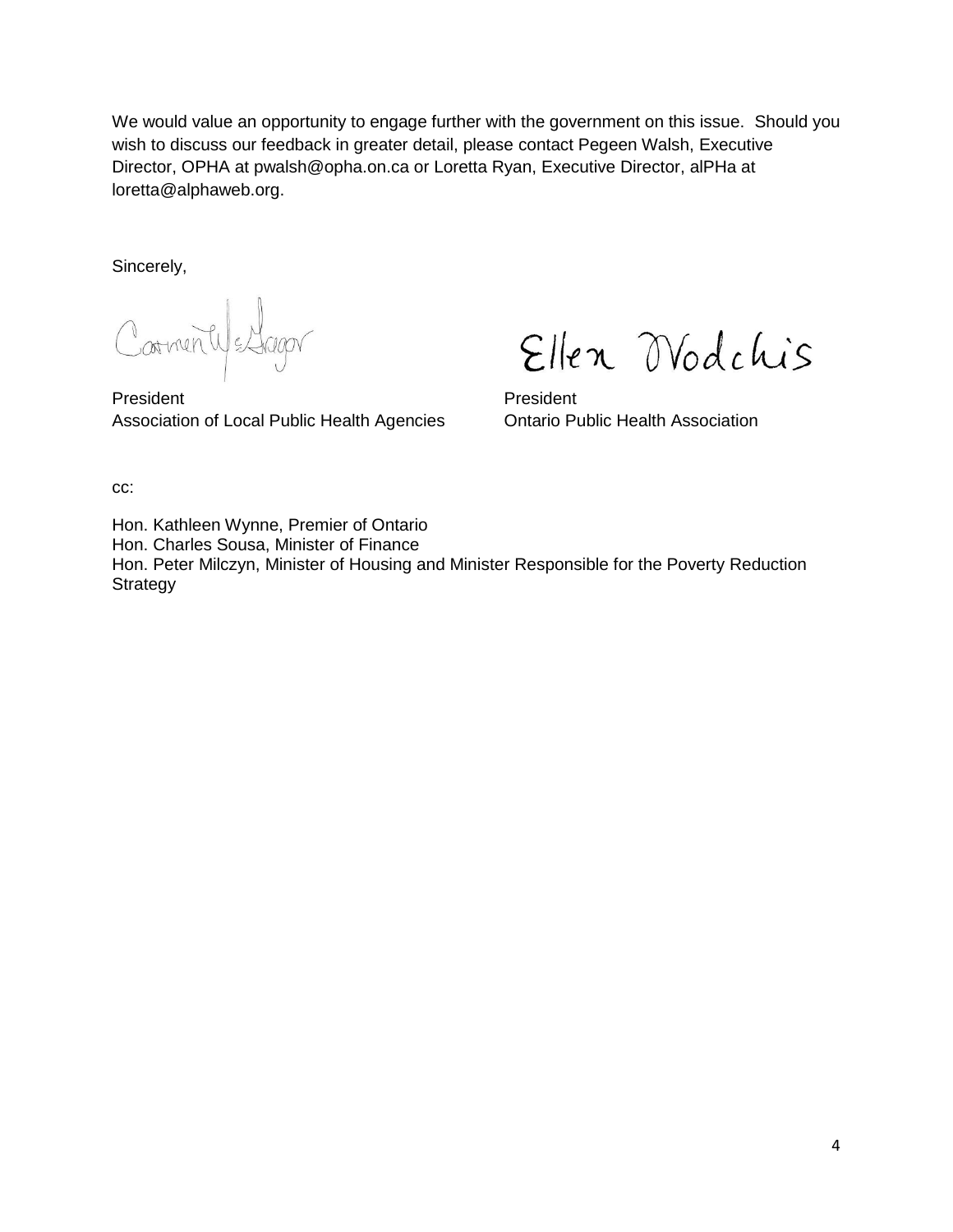We would value an opportunity to engage further with the government on this issue. Should you wish to discuss our feedback in greater detail, please contact Pegeen Walsh, Executive Director, OPHA at pwalsh@opha.on.ca or Loretta Ryan, Executive Director, alPHa at loretta@alphaweb.org.

Sincerely,

Carmen McGregor

President
Association of Local Public Health Agencies

Ellen Wodchis

President
Ontario Public Health Association

cc:

Hon. Kathleen Wynne, Premier of Ontario
Hon. Charles Sousa, Minister of Finance
Hon. Peter Milczyn, Minister of Housing and Minister Responsible for the Poverty Reduction Strategy